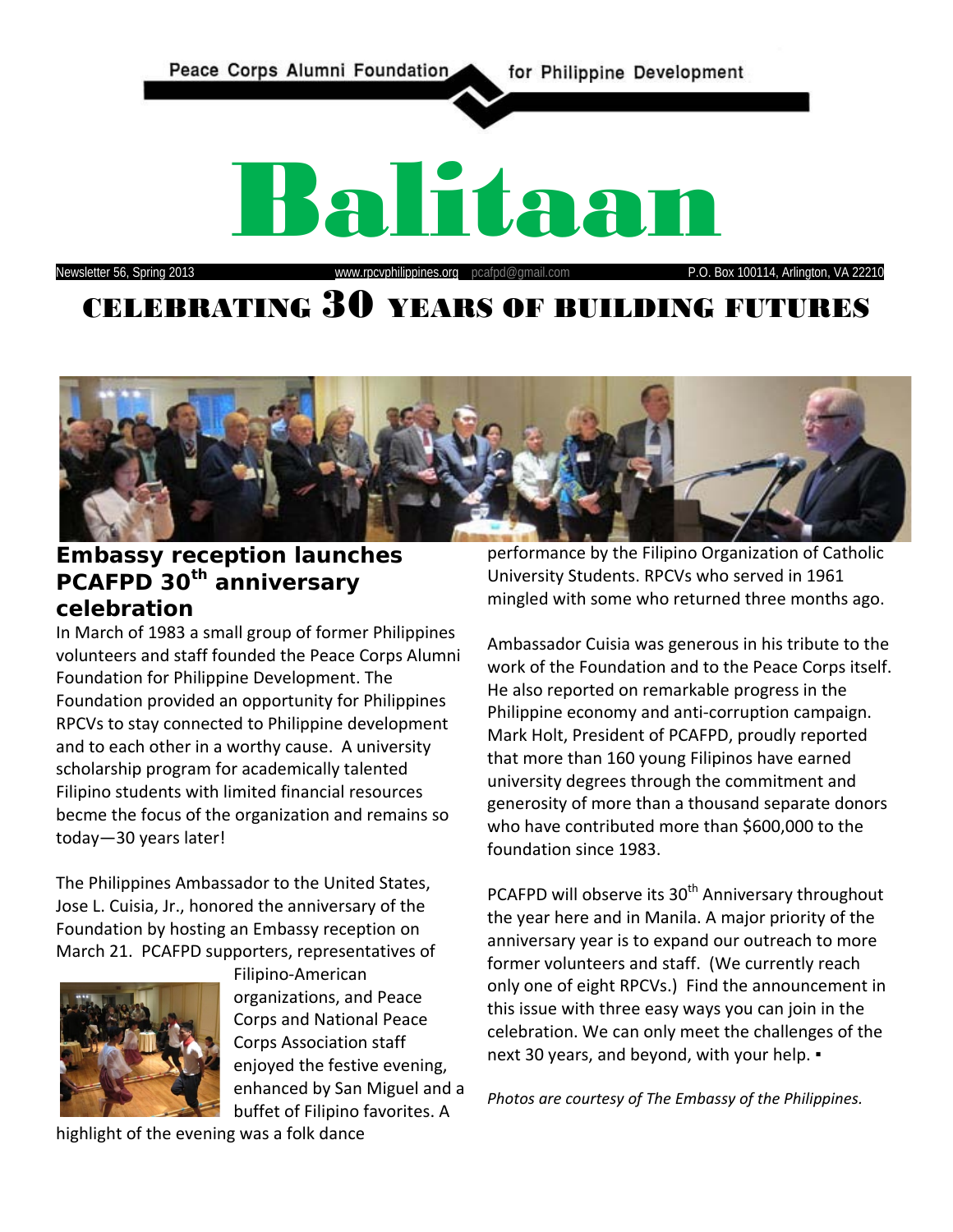Peace Corps Alumni Foundation for Philippine Development

# Balitaan

Newsletter 56, Spring 2013 www.rpcvphilippines.org pcafpd@gmail.com P.O. Box 100114, Arlington, VA 22210

# CELEBRATING 30 YEARS OF BUILDING FUTURES

## Embassy reception launches PCAFPD 30th anniversary celebration

In March of 1983 a small group of former Philippines volunteers and staff founded the Peace Corps Alumni Foundation for Philippine Development. The Foundation provided an opportunity for Philippines RPCVs to stay connected to Philippine development and to each other in a worthy cause. A university scholarship program for academically talented Filipino students with limited financial resources becme the focus of the organization and remains so today—30 years later!

The Philippines Ambassador to the United States, Jose L. Cuisia, Jr., honored the anniversary of the Foundation by hosting an Embassy reception on March 21. PCAFPD supporters, representatives of Filipino-American organizations, and Peace Corps and National Peace Corps Association staff enjoyed the festive evening, enhanced by San Miguel and a buffet of Filipino favorites. A highlight of the evening was a folk dance performance by the Filipino Organization of Catholic University Students. RPCVs who served in 1961 mingled with some who returned three months ago.

Ambassador Cuisia was generous in his tribute to the work of the Foundation and to the Peace Corps itself. He also reported on remarkable progress in the Philippine economy and anti-corruption campaign. Mark Holt, President of PCAFPD, proudly reported that more than 160 young Filipinos have earned university degrees through the commitment and generosity of more than a thousand separate donors who have contributed more than $600,000 to the foundation since 1983.

PCAFPD will observe its 30th Anniversary throughout the year here and in Manila. A major priority of the anniversary year is to expand our outreach to more former volunteers and staff. (We currently reach only one of eight RPCVs.) Find the announcement in this issue with three easy ways you can join in the celebration. We can only meet the challenges of the next 30 years, and beyond, with your help. ▪

*Photos are courtesy of The Embassy of the Philippines.*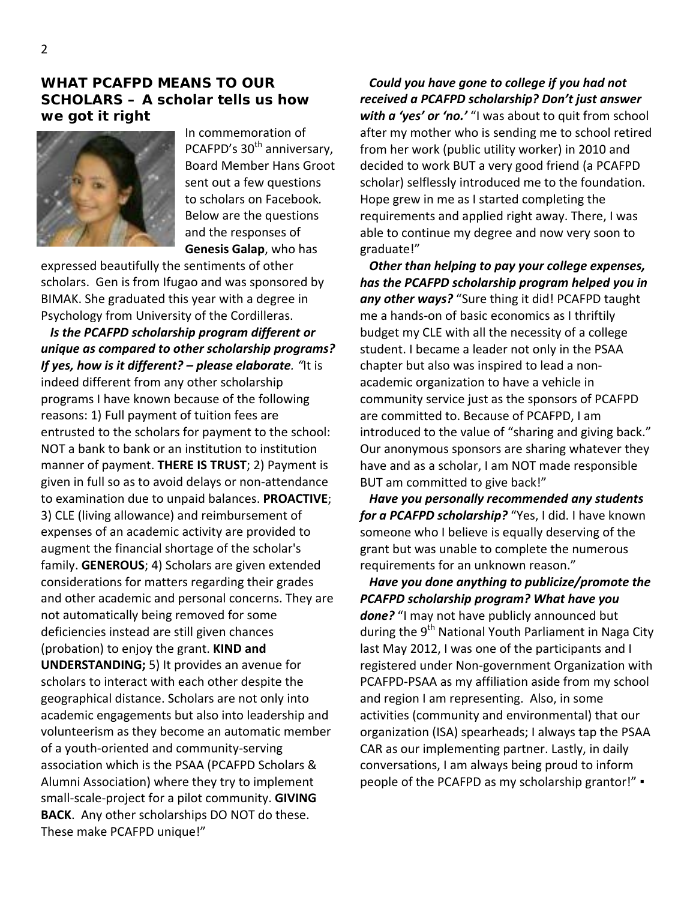## WHAT PCAFPD MEANS TO OUR SCHOLARS – A scholar tells us how we got it right

In commemoration of PCAFPD's 30th anniversary, Board Member Hans Groot sent out a few questions to scholars on Facebook. Below are the questions and the responses of **Genesis Galap**, who has expressed beautifully the sentiments of other scholars. Gen is from Ifugao and was sponsored by BIMAK. She graduated this year with a degree in Psychology from University of the Cordilleras.

***Is the PCAFPD scholarship program different or unique as compared to other scholarship programs? If yes, how is it different? – please elaborate.*** *"*It is indeed different from any other scholarship programs I have known because of the following reasons: 1) Full payment of tuition fees are entrusted to the scholars for payment to the school: NOT a bank to bank or an institution to institution manner of payment. **THERE IS TRUST**; 2) Payment is given in full so as to avoid delays or non-attendance to examination due to unpaid balances. **PROACTIVE**; 3) CLE (living allowance) and reimbursement of expenses of an academic activity are provided to augment the financial shortage of the scholar's family. **GENEROUS**; 4) Scholars are given extended considerations for matters regarding their grades and other academic and personal concerns. They are not automatically being removed for some deficiencies instead are still given chances (probation) to enjoy the grant. **KIND and UNDERSTANDING;** 5) It provides an avenue for scholars to interact with each other despite the geographical distance. Scholars are not only into academic engagements but also into leadership and volunteerism as they become an automatic member of a youth-oriented and community-serving association which is the PSAA (PCAFPD Scholars & Alumni Association) where they try to implement small-scale-project for a pilot community. **GIVING BACK**. Any other scholarships DO NOT do these. These make PCAFPD unique!"

***Could you have gone to college if you had not received a PCAFPD scholarship? Don't just answer with a 'yes' or 'no.'*** "I was about to quit from school after my mother who is sending me to school retired from her work (public utility worker) in 2010 and decided to work BUT a very good friend (a PCAFPD scholar) selflessly introduced me to the foundation. Hope grew in me as I started completing the requirements and applied right away. There, I was able to continue my degree and now very soon to graduate!"

***Other than helping to pay your college expenses, has the PCAFPD scholarship program helped you in any other ways?*** "Sure thing it did! PCAFPD taught me a hands-on of basic economics as I thriftily budget my CLE with all the necessity of a college student. I became a leader not only in the PSAA chapter but also was inspired to lead a non-academic organization to have a vehicle in community service just as the sponsors of PCAFPD are committed to. Because of PCAFPD, I am introduced to the value of "sharing and giving back." Our anonymous sponsors are sharing whatever they have and as a scholar, I am NOT made responsible BUT am committed to give back!"

***Have you personally recommended any students for a PCAFPD scholarship?*** "Yes, I did. I have known someone who I believe is equally deserving of the grant but was unable to complete the numerous requirements for an unknown reason."

***Have you done anything to publicize/promote the PCAFPD scholarship program? What have you done?*** "I may not have publicly announced but during the 9th National Youth Parliament in Naga City last May 2012, I was one of the participants and I registered under Non-government Organization with PCAFPD-PSAA as my affiliation aside from my school and region I am representing. Also, in some activities (community and environmental) that our organization (ISA) spearheads; I always tap the PSAA CAR as our implementing partner. Lastly, in daily conversations, I am always being proud to inform people of the PCAFPD as my scholarship grantor!" ▪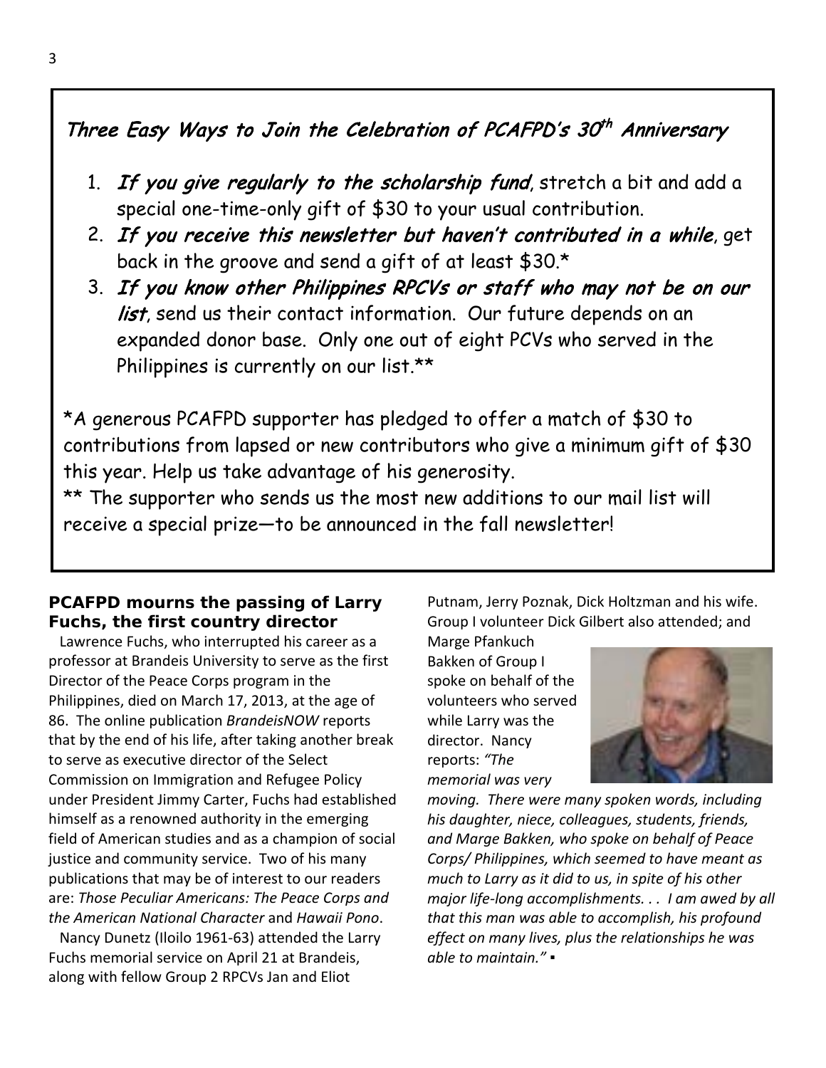## *Three Easy Ways to Join the Celebration of PCAFPD's 30th Anniversary*

1. ***If you give regularly to the scholarship fund***, stretch a bit and add a special one-time-only gift of $30 to your usual contribution.
2. ***If you receive this newsletter but haven't contributed in a while***, get back in the groove and send a gift of at least $30.*
3. ***If you know other Philippines RPCVs or staff who may not be on our list***, send us their contact information. Our future depends on an expanded donor base. Only one out of eight PCVs who served in the Philippines is currently on our list.**

*A generous PCAFPD supporter has pledged to offer a match of $30 to contributions from lapsed or new contributors who give a minimum gift of $30 this year. Help us take advantage of his generosity.

** The supporter who sends us the most new additions to our mail list will receive a special prize—to be announced in the fall newsletter!

### PCAFPD mourns the passing of Larry Fuchs, the first country director

Lawrence Fuchs, who interrupted his career as a professor at Brandeis University to serve as the first Director of the Peace Corps program in the Philippines, died on March 17, 2013, at the age of 86. The online publication *BrandeisNOW* reports that by the end of his life, after taking another break to serve as executive director of the Select Commission on Immigration and Refugee Policy under President Jimmy Carter, Fuchs had established himself as a renowned authority in the emerging field of American studies and as a champion of social justice and community service. Two of his many publications that may be of interest to our readers are: *Those Peculiar Americans: The Peace Corps and the American National Character* and *Hawaii Pono*.

Nancy Dunetz (Iloilo 1961-63) attended the Larry Fuchs memorial service on April 21 at Brandeis, along with fellow Group 2 RPCVs Jan and Eliot Putnam, Jerry Poznak, Dick Holtzman and his wife. Group I volunteer Dick Gilbert also attended; and Marge Pfankuch Bakken of Group I spoke on behalf of the volunteers who served while Larry was the director. Nancy reports: *"The memorial was very moving. There were many spoken words, including his daughter, niece, colleagues, students, friends, and Marge Bakken, who spoke on behalf of Peace Corps/ Philippines, which seemed to have meant as much to Larry as it did to us, in spite of his other major life-long accomplishments. . . I am awed by all that this man was able to accomplish, his profound effect on many lives, plus the relationships he was able to maintain."* ▪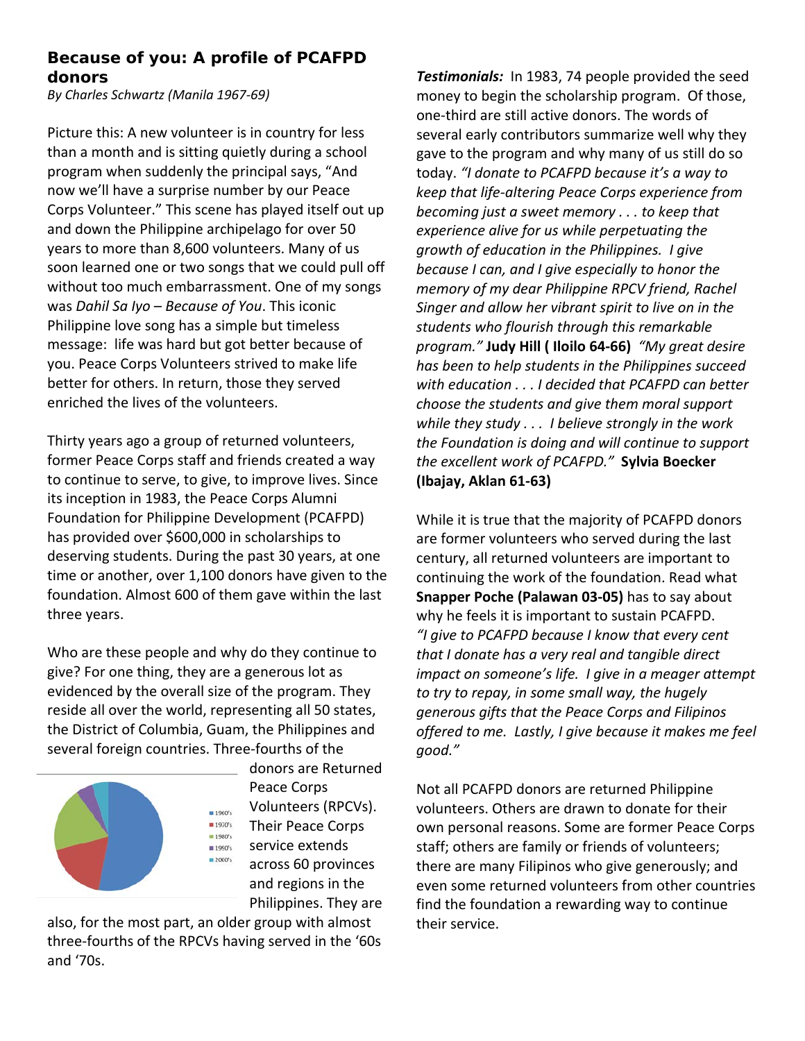## Because you: A profile of PCAFPD donors

*By Charles Schwartz (Manila 1967-69)*

Picture this: A new volunteer is in country for less than a month and is sitting quietly during a school program when suddenly the principal says, "And now we'll have a surprise number by our Peace Corps Volunteer." This scene has played itself out up and down the Philippine archipelago for over 50 years to more than 8,600 volunteers. Many of us soon learned one or two songs that we could pull off without too much embarrassment. One of my songs was *Dahil Sa Iyo – Because of You*. This iconic Philippine love song has a simple but timeless message: life was hard but got better because of you. Peace Corps Volunteers strived to make life better for others. In return, those they served enriched the lives of the volunteers.

Thirty years ago a group of returned volunteers, former Peace Corps staff and friends created a way to continue to serve, to give, to improve lives. Since its inception in 1983, the Peace Corps Alumni Foundation for Philippine Development (PCAFPD) has provided over $600,000 in scholarships to deserving students. During the past 30 years, at one time or another, over 1,100 donors have given to the foundation. Almost 600 of them gave within the last three years.

Who are these people and why do they continue to give? For one thing, they are a generous lot as evidenced by the overall size of the program. They reside all over the world, representing all 50 states, the District of Columbia, Guam, the Philippines and several foreign countries. Three-fourths of the donors are Returned Peace Corps Volunteers (RPCVs). Their Peace Corps service extends across 60 provinces and regions in the Philippines. They are also, for the most part, an older group with almost three-fourths of the RPCVs having served in the '60s and '70s.

1960's
1970's
1980's
1990's
2000's

***Testimonials:*** In 1983, 74 people provided the seed money to begin the scholarship program. Of those, one-third are still active donors. The words of several early contributors summarize well why they gave to the program and why many of us still do so today. *"I donate to PCAFPD because it's a way to keep that life-altering Peace Corps experience from becoming just a sweet memory . . . to keep that experience alive for us while perpetuating the growth of education in the Philippines. I give because I can, and I give especially to honor the memory of my dear Philippine RPCV friend, Rachel Singer and allow her vibrant spirit to live on in the students who flourish through this remarkable program."* **Judy Hill ( Iloilo 64-66)** *"My great desire has been to help students in the Philippines succeed with education . . . I decided that PCAFPD can better choose the students and give them moral support while they study . . . I believe strongly in the work the Foundation is doing and will continue to support the excellent work of PCAFPD."* **Sylvia Boecker (Ibajay, Aklan 61-63)**

While it is true that the majority of PCAFPD donors are former volunteers who served during the last century, all returned volunteers are important to continuing the work of the foundation. Read what **Snapper Poche (Palawan 03-05)** has to say about why he feels it is important to sustain PCAFPD. *"I give to PCAFPD because I know that every cent that I donate has a very real and tangible direct impact on someone's life. I give in a meager attempt to try to repay, in some small way, the hugely generous gifts that the Peace Corps and Filipinos offered to me. Lastly, I give because it makes me feel good."*

Not all PCAFPD donors are returned Philippine volunteers. Others are drawn to donate for their own personal reasons. Some are former Peace Corps staff; others are family or friends of volunteers; there are many Filipinos who give generously; and even some returned volunteers from other countries find the foundation a rewarding way to continue their service.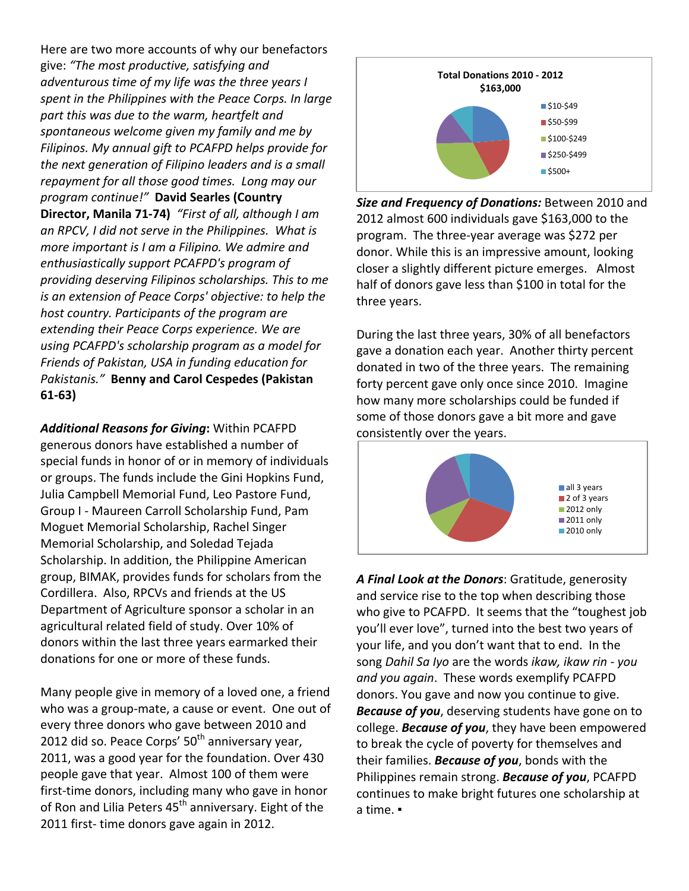Here are two more accounts of why our benefactors give: *"The most productive, satisfying and adventurous time of my life was the three years I spent in the Philippines with the Peace Corps. In large part this was due to the warm, heartfelt and spontaneous welcome given my family and me by Filipinos. My annual gift to PCAFPD helps provide for the next generation of Filipino leaders and is a small repayment for all those good times. Long may our program continue!"* **David Searles (Country Director, Manila 71-74)** *"First of all, although I am an RPCV, I did not serve in the Philippines. What is more important is I am a Filipino. We admire and enthusiastically support PCAFPD's program of providing deserving Filipinos scholarships. This to me is an extension of Peace Corps' objective: to help the host country. Participants of the program are extending their Peace Corps experience. We are using PCAFPD's scholarship program as a model for Friends of Pakistan, USA in funding education for Pakistanis."* **Benny and Carol Cespedes (Pakistan 61-63)**

***Additional Reasons for Giving*:** Within PCAFPD generous donors have established a number of special funds in honor of or in memory of individuals or groups. The funds include the Gini Hopkins Fund, Julia Campbell Memorial Fund, Leo Pastore Fund, Group I - Maureen Carroll Scholarship Fund, Pam Moguet Memorial Scholarship, Rachel Singer Memorial Scholarship, and Soledad Tejada Scholarship. In addition, the Philippine American group, BIMAK, provides funds for scholars from the Cordillera. Also, RPCVs and friends at the US Department of Agriculture sponsor a scholar in an agricultural related field of study. Over 10% of donors within the last three years earmarked their donations for one or more of these funds.

Many people give in memory of a loved one, a friend who was a group-mate, a cause or event. One out of every three donors who gave between 2010 and 2012 did so. Peace Corps' 50th anniversary year, 2011, was a good year for the foundation. Over 430 people gave that year. Almost 100 of them were first-time donors, including many who gave in honor of Ron and Lilia Peters 45th anniversary. Eight of the 2011 first- time donors gave again in 2012.

**Total Donations 2010 - 2012**
**$163,000**

- $10-$49
- $50-$99
- $100-$249
- $250-$499
- $500+

***Size and Frequency of Donations:*** Between 2010 and 2012 almost 600 individuals gave $163,000 to the program. The three-year average was $272 per donor. While this is an impressive amount, looking closer a slightly different picture emerges. Almost half of donors gave less than $100 in total for the three years.

During the last three years, 30% of all benefactors gave a donation each year. Another thirty percent donated in two of the three years. The remaining forty percent gave only once since 2010. Imagine how many more scholarships could be funded if some of those donors gave a bit more and gave consistently over the years.

- all 3 years
- 2 of 3 years
- 2012 only
- 2011 only
- 2010 only

***A Final Look at the Donors***: Gratitude, generosity and service rise to the top when describing those who give to PCAFPD. It seems that the "toughest job you'll ever love", turned into the best two years of your life, and you don't want that to end. In the song *Dahil Sa Iyo* are the words *ikaw, ikaw rin - you and you again*. These words exemplify PCAFPD donors. You gave and now you continue to give. ***Because of you***, deserving students have gone on to college. ***Because of you***, they have been empowered to break the cycle of poverty for themselves and their families. ***Because of you***, bonds with the Philippines remain strong. ***Because of you***, PCAFPD continues to make bright futures one scholarship at a time. ▪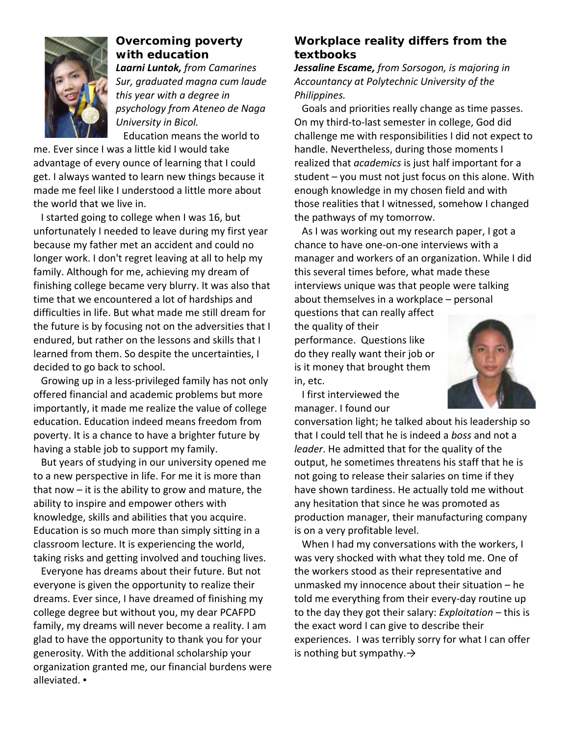## Overcoming poverty with education

***Laarni Luntok,*** *from Camarines Sur, graduated magna cum laude this year with a degree in psychology from Ateneo de Naga University in Bicol.*

Education means the world to me. Ever since I was a little kid I would take advantage of every ounce of learning that I could get. I always wanted to learn new things because it made me feel like I understood a little more about the world that we live in.

I started going to college when I was 16, but unfortunately I needed to leave during my first year because my father met an accident and could no longer work. I don't regret leaving at all to help my family. Although for me, achieving my dream of finishing college became very blurry. It was also that time that we encountered a lot of hardships and difficulties in life. But what made me still dream for the future is by focusing not on the adversities that I endured, but rather on the lessons and skills that I learned from them. So despite the uncertainties, I decided to go back to school.

Growing up in a less-privileged family has not only offered financial and academic problems but more importantly, it made me realize the value of college education. Education indeed means freedom from poverty. It is a chance to have a brighter future by having a stable job to support my family.

But years of studying in our university opened me to a new perspective in life. For me it is more than that now – it is the ability to grow and mature, the ability to inspire and empower others with knowledge, skills and abilities that you acquire. Education is so much more than simply sitting in a classroom lecture. It is experiencing the world, taking risks and getting involved and touching lives.

Everyone has dreams about their future. But not everyone is given the opportunity to realize their dreams. Ever since, I have dreamed of finishing my college degree but without you, my dear PCAFPD family, my dreams will never become a reality. I am glad to have the opportunity to thank you for your generosity. With the additional scholarship your organization granted me, our financial burdens were alleviated. ▪

## Workplace reality differs from the textbooks

***Jessaline Escame,*** *from Sorsogon, is majoring in Accountancy at Polytechnic University of the Philippines.*

Goals and priorities really change as time passes. On my third-to-last semester in college, God did challenge me with responsibilities I did not expect to handle. Nevertheless, during those moments I realized that *academics* is just half important for a student – you must not just focus on this alone. With enough knowledge in my chosen field and with those realities that I witnessed, somehow I changed the pathways of my tomorrow.

As I was working out my research paper, I got a chance to have one-on-one interviews with a manager and workers of an organization. While I did this several times before, what made these interviews unique was that people were talking about themselves in a workplace – personal questions that can really affect the quality of their performance. Questions like do they really want their job or is it money that brought them in, etc.

I first interviewed the manager. I found our conversation light; he talked about his leadership so that I could tell that he is indeed a *boss* and not a *leader*. He admitted that for the quality of the output, he sometimes threatens his staff that he is not going to release their salaries on time if they have shown tardiness. He actually told me without any hesitation that since he was promoted as production manager, their manufacturing company is on a very profitable level.

When I had my conversations with the workers, I was very shocked with what they told me. One of the workers stood as their representative and unmasked my innocence about their situation – he told me everything from their every-day routine up to the day they got their salary: *Exploitation* – this is the exact word I can give to describe their experiences. I was terribly sorry for what I can offer is nothing but sympathy.→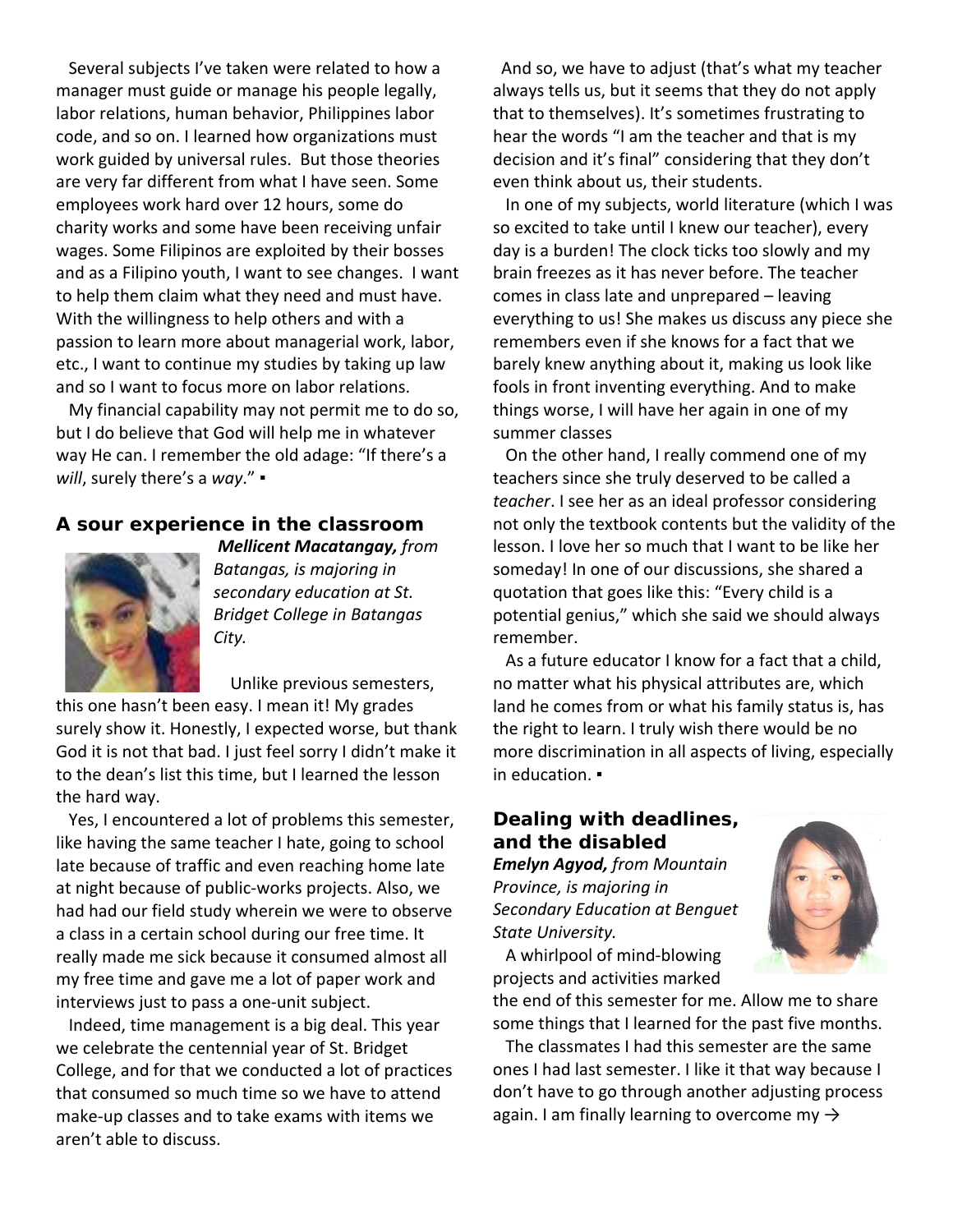Several subjects I've taken were related to how a manager must guide or manage his people legally, labor relations, human behavior, Philippines labor code, and so on. I learned how organizations must work guided by universal rules. But those theories are very far different from what I have seen. Some employees work hard over 12 hours, some do charity works and some have been receiving unfair wages. Some Filipinos are exploited by their bosses and as a Filipino youth, I want to see changes. I want to help them claim what they need and must have. With the willingness to help others and with a passion to learn more about managerial work, labor, etc., I want to continue my studies by taking up law and so I want to focus more on labor relations.

My financial capability may not permit me to do so, but I do believe that God will help me in whatever way He can. I remember the old adage: "If there's a *will*, surely there's a *way*." ▪

## A sour experience in the classroom

***Mellicent Macatangay,*** *from Batangas, is majoring in secondary education at St. Bridget College in Batangas City.*

Unlike previous semesters, this one hasn't been easy. I mean it! My grades surely show it. Honestly, I expected worse, but thank God it is not that bad. I just feel sorry I didn't make it to the dean's list this time, but I learned the lesson the hard way.

Yes, I encountered a lot of problems this semester, like having the same teacher I hate, going to school late because of traffic and even reaching home late at night because of public-works projects. Also, we had had our field study wherein we were to observe a class in a certain school during our free time. It really made me sick because it consumed almost all my free time and gave me a lot of paper work and interviews just to pass a one-unit subject.

Indeed, time management is a big deal. This year we celebrate the centennial year of St. Bridget College, and for that we conducted a lot of practices that consumed so much time so we have to attend make-up classes and to take exams with items we aren't able to discuss.

And so, we have to adjust (that's what my teacher always tells us, but it seems that they do not apply that to themselves). It's sometimes frustrating to hear the words "I am the teacher and that is my decision and it's final" considering that they don't even think about us, their students.

In one of my subjects, world literature (which I was so excited to take until I knew our teacher), every day is a burden! The clock ticks too slowly and my brain freezes as it has never before. The teacher comes in class late and unprepared – leaving everything to us! She makes us discuss any piece she remembers even if she knows for a fact that we barely knew anything about it, making us look like fools in front inventing everything. And to make things worse, I will have her again in one of my summer classes

On the other hand, I really commend one of my teachers since she truly deserved to be called a *teacher*. I see her as an ideal professor considering not only the textbook contents but the validity of the lesson. I love her so much that I want to be like her someday! In one of our discussions, she shared a quotation that goes like this: "Every child is a potential genius," which she said we should always remember.

As a future educator I know for a fact that a child, no matter what his physical attributes are, which land he comes from or what his family status is, has the right to learn. I truly wish there would be no more discrimination in all aspects of living, especially in education. ▪

## Dealing with deadlines, and the disabled

***Emelyn Agyod,*** *from Mountain Province, is majoring in Secondary Education at Benguet State University.*

A whirlpool of mind-blowing projects and activities marked the end of this semester for me. Allow me to share some things that I learned for the past five months.

The classmates I had this semester are the same ones I had last semester. I like it that way because I don't have to go through another adjusting process again. I am finally learning to overcome my →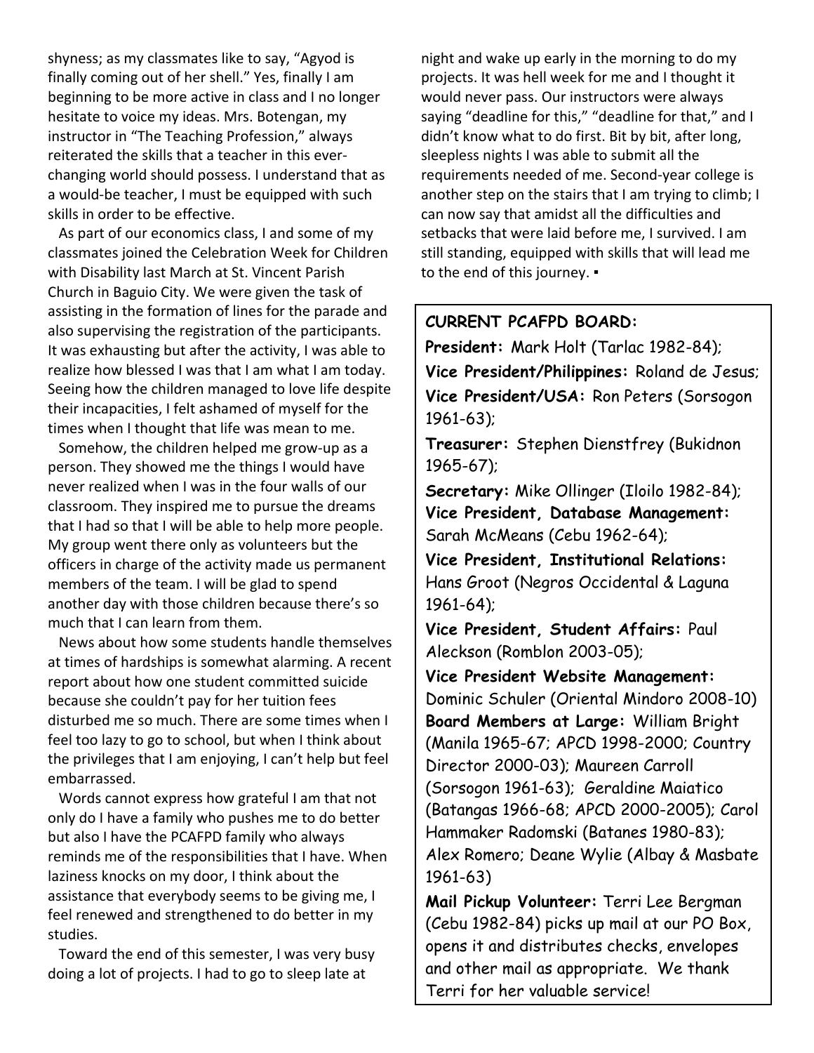shyness; as my classmates like to say, "Agyod is finally coming out of her shell." Yes, finally I am beginning to be more active in class and I no longer hesitate to voice my ideas. Mrs. Botengan, my instructor in "The Teaching Profession," always reiterated the skills that a teacher in this ever-changing world should possess. I understand that as a would-be teacher, I must be equipped with such skills in order to be effective.

As part of our economics class, I and some of my classmates joined the Celebration Week for Children with Disability last March at St. Vincent Parish Church in Baguio City. We were given the task of assisting in the formation of lines for the parade and also supervising the registration of the participants. It was exhausting but after the activity, I was able to realize how blessed I was that I am what I am today. Seeing how the children managed to love life despite their incapacities, I felt ashamed of myself for the times when I thought that life was mean to me.

Somehow, the children helped me grow-up as a person. They showed me the things I would have never realized when I was in the four walls of our classroom. They inspired me to pursue the dreams that I had so that I will be able to help more people. My group went there only as volunteers but the officers in charge of the activity made us permanent members of the team. I will be glad to spend another day with those children because there's so much that I can learn from them.

News about how some students handle themselves at times of hardships is somewhat alarming. A recent report about how one student committed suicide because she couldn't pay for her tuition fees disturbed me so much. There are some times when I feel too lazy to go to school, but when I think about the privileges that I am enjoying, I can't help but feel embarrassed.

Words cannot express how grateful I am that not only do I have a family who pushes me to do better but also I have the PCAFPD family who always reminds me of the responsibilities that I have. When laziness knocks on my door, I think about the assistance that everybody seems to be giving me, I feel renewed and strengthened to do better in my studies.

Toward the end of this semester, I was very busy doing a lot of projects. I had to go to sleep late at night and wake up early in the morning to do my projects. It was hell week for me and I thought it would never pass. Our instructors were always saying "deadline for this," "deadline for that," and I didn't know what to do first. Bit by bit, after long, sleepless nights I was able to submit all the requirements needed of me. Second-year college is another step on the stairs that I am trying to climb; I can now say that amidst all the difficulties and setbacks that were laid before me, I survived. I am still standing, equipped with skills that will lead me to the end of this journey. ▪

**CURRENT PCAFPD BOARD:**

**President:** Mark Holt (Tarlac 1982-84);

**Vice President/Philippines:** Roland de Jesus;

**Vice President/USA:** Ron Peters (Sorsogon 1961-63);

**Treasurer:** Stephen Dienstfrey (Bukidnon 1965-67);

**Secretary:** Mike Ollinger (Iloilo 1982-84);

**Vice President, Database Management:** Sarah McMeans (Cebu 1962-64);

**Vice President, Institutional Relations:** Hans Groot (Negros Occidental & Laguna 1961-64);

**Vice President, Student Affairs:** Paul Aleckson (Romblon 2003-05);

**Vice President Website Management:** Dominic Schuler (Oriental Mindoro 2008-10)

**Board Members at Large:** William Bright (Manila 1965-67; APCD 1998-2000; Country Director 2000-03); Maureen Carroll (Sorsogon 1961-63); Geraldine Maiatico (Batangas 1966-68; APCD 2000-2005); Carol Hammaker Radomski (Batanes 1980-83); Alex Romero; Deane Wylie (Albay & Masbate 1961-63)

**Mail Pickup Volunteer:** Terri Lee Bergman (Cebu 1982-84) picks up mail at our PO Box, opens it and distributes checks, envelopes and other mail as appropriate. We thank Terri for her valuable service!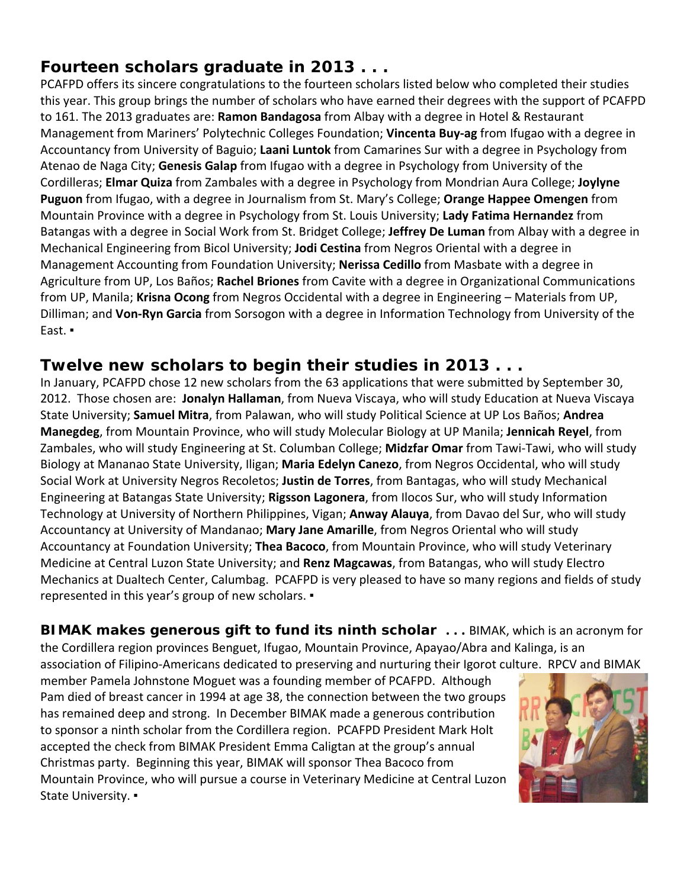## Fourteen scholars graduate in 2013 . . .

PCAFPD offers its sincere congratulations to the fourteen scholars listed below who completed their studies this year. This group brings the number of scholars who have earned their degrees with the support of PCAFPD to 161. The 2013 graduates are: **Ramon Bandagosa** from Albay with a degree in Hotel & Restaurant Management from Mariners' Polytechnic Colleges Foundation; **Vincenta Buy-ag** from Ifugao with a degree in Accountancy from University of Baguio; **Laani Luntok** from Camarines Sur with a degree in Psychology from Atenao de Naga City; **Genesis Galap** from Ifugao with a degree in Psychology from University of the Cordilleras; **Elmar Quiza** from Zambales with a degree in Psychology from Mondrian Aura College; **Joylyne Puguon** from Ifugao, with a degree in Journalism from St. Mary's College; **Orange Happee Omengen** from Mountain Province with a degree in Psychology from St. Louis University; **Lady Fatima Hernandez** from Batangas with a degree in Social Work from St. Bridget College; **Jeffrey De Luman** from Albay with a degree in Mechanical Engineering from Bicol University; **Jodi Cestina** from Negros Oriental with a degree in Management Accounting from Foundation University; **Nerissa Cedillo** from Masbate with a degree in Agriculture from UP, Los Baños; **Rachel Briones** from Cavite with a degree in Organizational Communications from UP, Manila; **Krisna Ocong** from Negros Occidental with a degree in Engineering – Materials from UP, Dilliman; and **Von-Ryn Garcia** from Sorsogon with a degree in Information Technology from University of the East. ▪

## Twelve new scholars to begin their studies in 2013 . . .

In January, PCAFPD chose 12 new scholars from the 63 applications that were submitted by September 30, 2012. Those chosen are: **Jonalyn Hallaman**, from Nueva Viscaya, who will study Education at Nueva Viscaya State University; **Samuel Mitra**, from Palawan, who will study Political Science at UP Los Baños; **Andrea Manegdeg**, from Mountain Province, who will study Molecular Biology at UP Manila; **Jennicah Reyel**, from Zambales, who will study Engineering at St. Columban College; **Midzfar Omar** from Tawi-Tawi, who will study Biology at Mananao State University, Iligan; **Maria Edelyn Canezo**, from Negros Occidental, who will study Social Work at University Negros Recoletos; **Justin de Torres**, from Bantagas, who will study Mechanical Engineering at Batangas State University; **Rigsson Lagonera**, from Ilocos Sur, who will study Information Technology at University of Northern Philippines, Vigan; **Anway Alauya**, from Davao del Sur, who will study Accountancy at University of Mandanao; **Mary Jane Amarille**, from Negros Oriental who will study Accountancy at Foundation University; **Thea Bacoco**, from Mountain Province, who will study Veterinary Medicine at Central Luzon State University; and **Renz Magcawas**, from Batangas, who will study Electro Mechanics at Dualtech Center, Calumbag. PCAFPD is very pleased to have so many regions and fields of study represented in this year's group of new scholars. ▪

**BIMAK makes generous gift to fund its ninth scholar . . .** BIMAK, which is an acronym for the Cordillera region provinces Benguet, Ifugao, Mountain Province, Apayao/Abra and Kalinga, is an association of Filipino-Americans dedicated to preserving and nurturing their Igorot culture. RPCV and BIMAK member Pamela Johnstone Moguet was a founding member of PCAFPD. Although Pam died of breast cancer in 1994 at age 38, the connection between the two groups has remained deep and strong. In December BIMAK made a generous contribution to sponsor a ninth scholar from the Cordillera region. PCAFPD President Mark Holt accepted the check from BIMAK President Emma Caligtan at the group's annual Christmas party. Beginning this year, BIMAK will sponsor Thea Bacoco from Mountain Province, who will pursue a course in Veterinary Medicine at Central Luzon State University. ▪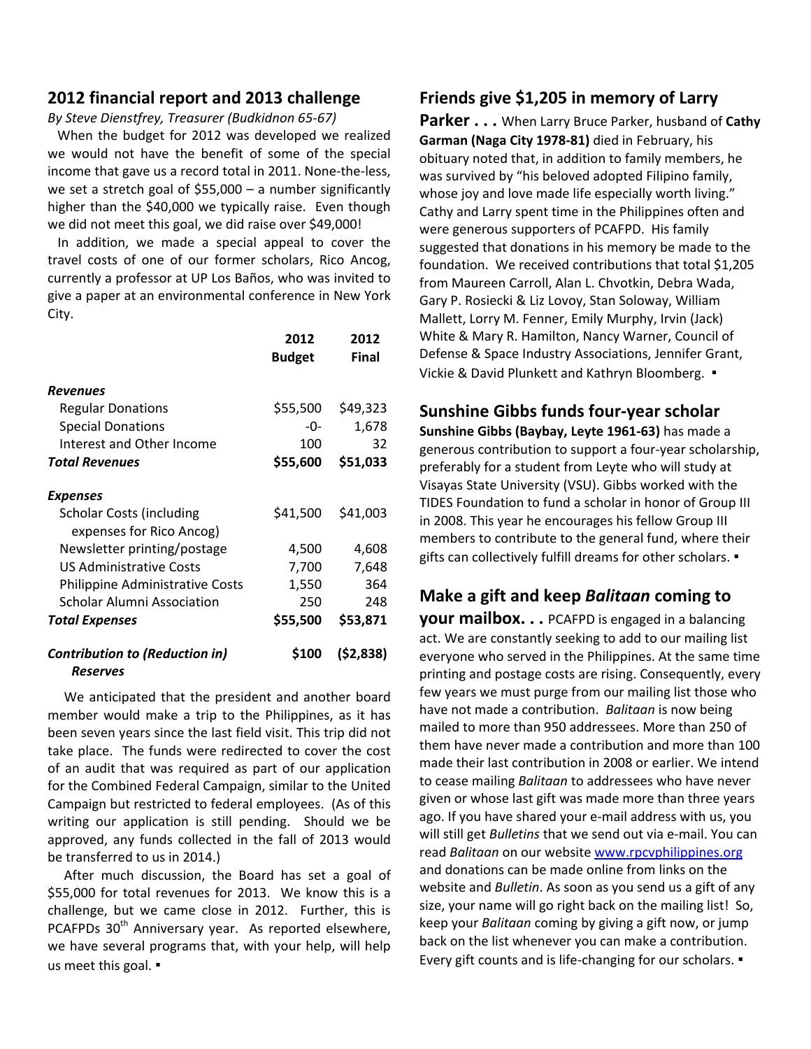## 2012 financial report and 2013 challenge

*By Steve Dienstfrey, Treasurer (Budkidnon 65-67)*

When the budget for 2012 was developed we realized we would not have the benefit of some of the special income that gave us a record total in 2011. None-the-less, we set a stretch goal of $55,000 – a number significantly higher than the $40,000 we typically raise. Even though we did not meet this goal, we did raise over $49,000!

In addition, we made a special appeal to cover the travel costs of one of our former scholars, Rico Ancog, currently a professor at UP Los Baños, who was invited to give a paper at an environmental conference in New York City.

| | 2012 Budget | 2012 Final |
|---|---|---|
| ***Revenues*** | | |
| Regular Donations | $55,500 | $49,323 |
| Special Donations | -0- | 1,678 |
| Interest and Other Income | 100 | 32 |
| ***Total Revenues*** | **$55,600** | **$51,033** |
| ***Expenses*** | | |
| Scholar Costs (including expenses for Rico Ancog) | $41,500 | $41,003 |
| Newsletter printing/postage | 4,500 | 4,608 |
| US Administrative Costs | 7,700 | 7,648 |
| Philippine Administrative Costs | 1,550 | 364 |
| Scholar Alumni Association | 250 | 248 |
| ***Total Expenses*** | **$55,500** | **$53,871** |
| ***Contribution to (Reduction in) Reserves*** | **$100** | **($2,838)** |

We anticipated that the president and another board member would make a trip to the Philippines, as it has been seven years since the last field visit. This trip did not take place. The funds were redirected to cover the cost of an audit that was required as part of our application for the Combined Federal Campaign, similar to the United Campaign but restricted to federal employees. (As of this writing our application is still pending. Should we be approved, any funds collected in the fall of 2013 would be transferred to us in 2014.)

After much discussion, the Board has set a goal of $55,000 for total revenues for 2013. We know this is a challenge, but we came close in 2012. Further, this is PCAFPDs 30th Anniversary year. As reported elsewhere, we have several programs that, with your help, will help us meet this goal. ▪

## Friends give $1,205 in memory of Larry Parker . . .

When Larry Bruce Parker, husband of **Cathy Garman (Naga City 1978-81)** died in February, his obituary noted that, in addition to family members, he was survived by "his beloved adopted Filipino family, whose joy and love made life especially worth living." Cathy and Larry spent time in the Philippines often and were generous supporters of PCAFPD. His family suggested that donations in his memory be made to the foundation. We received contributions that total $1,205 from Maureen Carroll, Alan L. Chvotkin, Debra Wada, Gary P. Rosiecki & Liz Lovoy, Stan Soloway, William Mallett, Lorry M. Fenner, Emily Murphy, Irvin (Jack) White & Mary R. Hamilton, Nancy Warner, Council of Defense & Space Industry Associations, Jennifer Grant, Vickie & David Plunkett and Kathryn Bloomberg. ▪

## Sunshine Gibbs funds four-year scholar

**Sunshine Gibbs (Baybay, Leyte 1961-63)** has made a generous contribution to support a four-year scholarship, preferably for a student from Leyte who will study at Visayas State University (VSU). Gibbs worked with the TIDES Foundation to fund a scholar in honor of Group III in 2008. This year he encourages his fellow Group III members to contribute to the general fund, where their gifts can collectively fulfill dreams for other scholars. ▪

## Make a gift and keep *Balitaan* coming to your mailbox. . .

PCAFPD is engaged in a balancing act. We are constantly seeking to add to our mailing list everyone who served in the Philippines. At the same time printing and postage costs are rising. Consequently, every few years we must purge from our mailing list those who have not made a contribution. *Balitaan* is now being mailed to more than 950 addressees. More than 250 of them have never made a contribution and more than 100 made their last contribution in 2008 or earlier. We intend to cease mailing *Balitaan* to addressees who have never given or whose last gift was made more than three years ago. If you have shared your e-mail address with us, you will still get *Bulletins* that we send out via e-mail. You can read *Balitaan* on our website www.rpcvphilippines.org and donations can be made online from links on the website and *Bulletin*. As soon as you send us a gift of any size, your name will go right back on the mailing list! So, keep your *Balitaan* coming by giving a gift now, or jump back on the list whenever you can make a contribution. Every gift counts and is life-changing for our scholars. ▪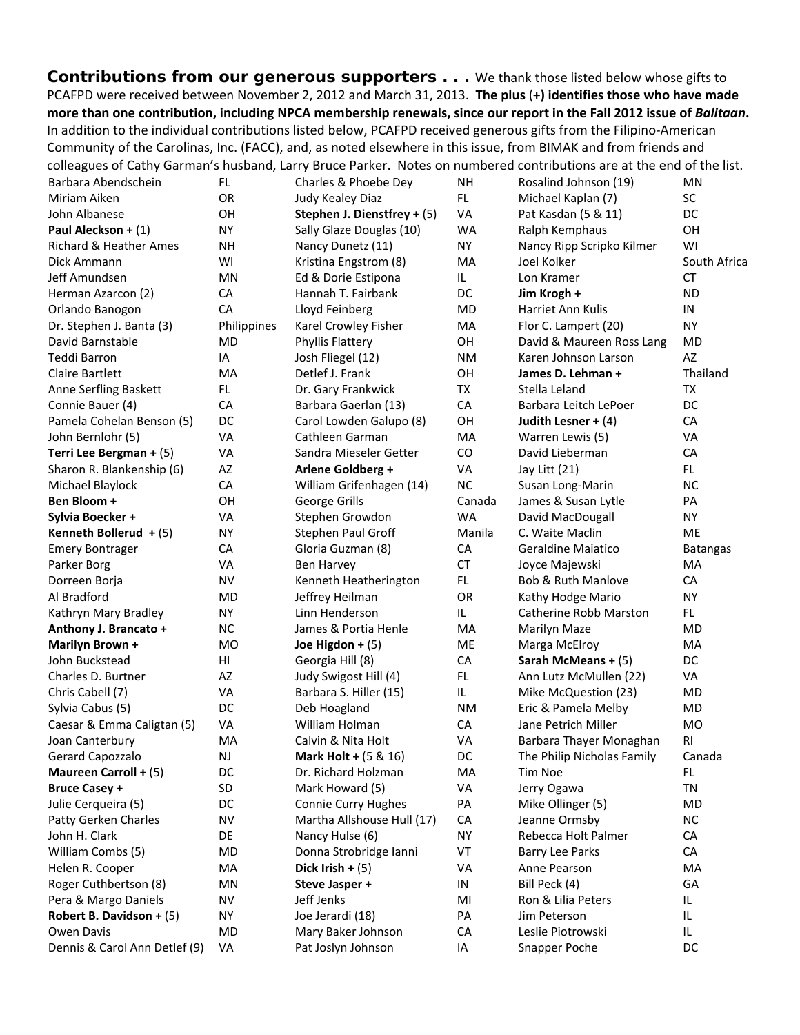**Contributions from our generous supporters . . .** We thank those listed below whose gifts to PCAFPD were received between November 2, 2012 and March 31, 2013. **The plus (+) identifies those who have made more than one contribution, including NPCA membership renewals, since our report in the Fall 2012 issue of *Balitaan*.** In addition to the individual contributions listed below, PCAFPD received generous gifts from the Filipino-American Community of the Carolinas, Inc. (FACC), and, as noted elsewhere in this issue, from BIMAK and from friends and colleagues of Cathy Garman's husband, Larry Bruce Parker. Notes on numbered contributions are at the end of the list.

| Name | State |
|---|---|
| Barbara Abendschein | FL |
| Miriam Aiken | OR |
| John Albanese | OH |
| **Paul Aleckson +** (1) | NY |
| Richard & Heather Ames | NH |
| Dick Ammann | WI |
| Jeff Amundsen | MN |
| Herman Azarcon (2) | CA |
| Orlando Banogon | CA |
| Dr. Stephen J. Banta (3) | Philippines |
| David Barnstable | MD |
| Teddi Barron | IA |
| Claire Bartlett | MA |
| Anne Serfling Baskett | FL |
| Connie Bauer (4) | CA |
| Pamela Cohelan Benson (5) | DC |
| John Bernlohr (5) | VA |
| **Terri Lee Bergman +** (5) | VA |
| Sharon R. Blankenship (6) | AZ |
| Michael Blaylock | CA |
| **Ben Bloom +** | OH |
| **Sylvia Boecker +** | VA |
| **Kenneth Bollerud +** (5) | NY |
| Emery Bontrager | CA |
| Parker Borg | VA |
| Dorreen Borja | NV |
| Al Bradford | MD |
| Kathryn Mary Bradley | NY |
| **Anthony J. Brancato +** | NC |
| **Marilyn Brown +** | MO |
| John Buckstead | HI |
| Charles D. Burtner | AZ |
| Chris Cabell (7) | VA |
| Sylvia Cabus (5) | DC |
| Caesar & Emma Caligtan (5) | VA |
| Joan Canterbury | MA |
| Gerard Capozzalo | NJ |
| **Maureen Carroll +** (5) | DC |
| **Bruce Casey +** | SD |
| Julie Cerqueira (5) | DC |
| Patty Gerken Charles | NV |
| John H. Clark | DE |
| William Combs (5) | MD |
| Helen R. Cooper | MA |
| Roger Cuthbertson (8) | MN |
| Pera & Margo Daniels | NV |
| **Robert B. Davidson +** (5) | NY |
| Owen Davis | MD |
| Dennis & Carol Ann Detlef (9) | VA |
| Charles & Phoebe Dey | NH |
| Judy Kealey Diaz | FL |
| **Stephen J. Dienstfrey +** (5) | VA |
| Sally Glaze Douglas (10) | WA |
| Nancy Dunetz (11) | NY |
| Kristina Engstrom (8) | MA |
| Ed & Dorie Estipona | IL |
| Hannah T. Fairbank | DC |
| Lloyd Feinberg | MD |
| Karel Crowley Fisher | MA |
| Phyllis Flattery | OH |
| Josh Fliegel (12) | NM |
| Detlef J. Frank | OH |
| Dr. Gary Frankwick | TX |
| Barbara Gaerlan (13) | CA |
| Carol Lowden Galupo (8) | OH |
| Cathleen Garman | MA |
| Sandra Mieseler Getter | CO |
| **Arlene Goldberg +** | VA |
| William Grifenhagen (14) | NC |
| George Grills | Canada |
| Stephen Growdon | WA |
| Stephen Paul Groff | Manila |
| Gloria Guzman (8) | CA |
| Ben Harvey | CT |
| Kenneth Heatherington | FL |
| Jeffrey Heilman | OR |
| Linn Henderson | IL |
| James & Portia Henle | MA |
| **Joe Higdon +** (5) | ME |
| Georgia Hill (8) | CA |
| Judy Swigost Hill (4) | FL |
| Barbara S. Hiller (15) | IL |
| Deb Hoagland | NM |
| William Holman | CA |
| Calvin & Nita Holt | VA |
| **Mark Holt +** (5 & 16) | DC |
| Dr. Richard Holzman | MA |
| Mark Howard (5) | VA |
| Connie Curry Hughes | PA |
| Martha Allshouse Hull (17) | CA |
| Nancy Hulse (6) | NY |
| Donna Strobridge Ianni | VT |
| **Dick Irish +** (5) | VA |
| **Steve Jasper +** | IN |
| Jeff Jenks | MI |
| Joe Jerardi (18) | PA |
| Mary Baker Johnson | CA |
| Pat Joslyn Johnson | IA |
| Rosalind Johnson (19) | MN |
| Michael Kaplan (7) | SC |
| Pat Kasdan (5 & 11) | DC |
| Ralph Kemphaus | OH |
| Nancy Ripp Scripko Kilmer | WI |
| Joel Kolker | South Africa |
| Lon Kramer | CT |
| **Jim Krogh +** | ND |
| Harriet Ann Kulis | IN |
| Flor C. Lampert (20) | NY |
| David & Maureen Ross Lang | MD |
| Karen Johnson Larson | AZ |
| **James D. Lehman +** | Thailand |
| Stella Leland | TX |
| Barbara Leitch LePoer | DC |
| **Judith Lesner +** (4) | CA |
| Warren Lewis (5) | VA |
| David Lieberman | CA |
| Jay Litt (21) | FL |
| Susan Long-Marin | NC |
| James & Susan Lytle | PA |
| David MacDougall | NY |
| C. Waite Maclin | ME |
| Geraldine Maiatico | Batangas |
| Joyce Majewski | MA |
| Bob & Ruth Manlove | CA |
| Kathy Hodge Mario | NY |
| Catherine Robb Marston | FL |
| Marilyn Maze | MD |
| Marga McElroy | MA |
| **Sarah McMeans +** (5) | DC |
| Ann Lutz McMullen (22) | VA |
| Mike McQuestion (23) | MD |
| Eric & Pamela Melby | MD |
| Jane Petrich Miller | MO |
| Barbara Thayer Monaghan | RI |
| The Philip Nicholas Family | Canada |
| Tim Noe | FL |
| Jerry Ogawa | TN |
| Mike Ollinger (5) | MD |
| Jeanne Ormsby | NC |
| Rebecca Holt Palmer | CA |
| Barry Lee Parks | CA |
| Anne Pearson | MA |
| Bill Peck (4) | GA |
| Ron & Lilia Peters | IL |
| Jim Peterson | IL |
| Leslie Piotrowski | IL |
| Snapper Poche | DC |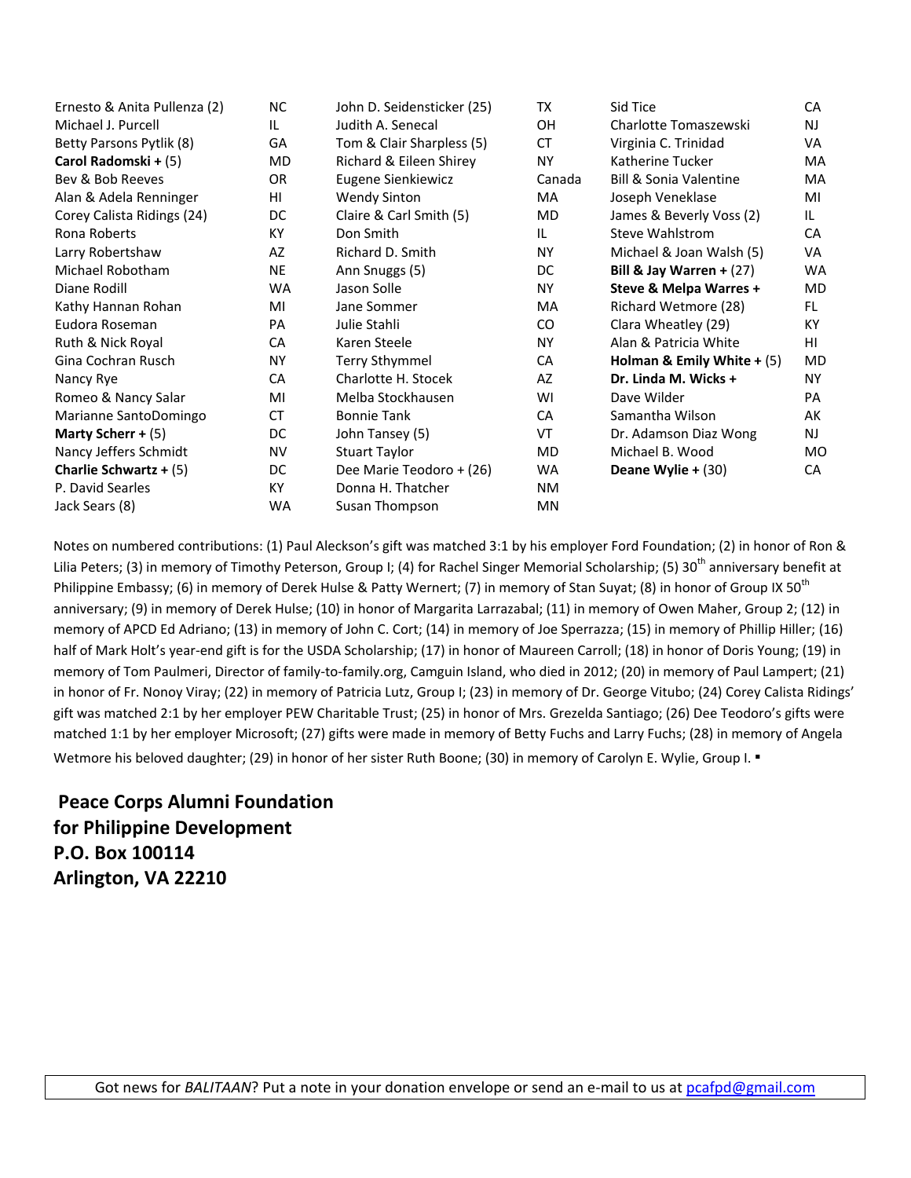| | | | | | |
|---|---|---|---|---|---|
| Ernesto & Anita Pullenza (2) | NC | John D. Seidensticker (25) | TX | Sid Tice | CA |
| Michael J. Purcell | IL | Judith A. Senecal | OH | Charlotte Tomaszewski | NJ |
| Betty Parsons Pytlik (8) | GA | Tom & Clair Sharpless (5) | CT | Virginia C. Trinidad | VA |
| **Carol Radomski +** (5) | MD | Richard & Eileen Shirey | NY | Katherine Tucker | MA |
| Bev & Bob Reeves | OR | Eugene Sienkiewicz | Canada | Bill & Sonia Valentine | MA |
| Alan & Adela Renninger | HI | Wendy Sinton | MA | Joseph Veneklase | MI |
| Corey Calista Ridings (24) | DC | Claire & Carl Smith (5) | MD | James & Beverly Voss (2) | IL |
| Rona Roberts | KY | Don Smith | IL | Steve Wahlstrom | CA |
| Larry Robertshaw | AZ | Richard D. Smith | NY | Michael & Joan Walsh (5) | VA |
| Michael Robotham | NE | Ann Snuggs (5) | DC | **Bill & Jay Warren +** (27) | WA |
| Diane Rodill | WA | Jason Solle | NY | **Steve & Melpa Warres +** | MD |
| Kathy Hannan Rohan | MI | Jane Sommer | MA | Richard Wetmore (28) | FL |
| Eudora Roseman | PA | Julie Stahli | CO | Clara Wheatley (29) | KY |
| Ruth & Nick Royal | CA | Karen Steele | NY | Alan & Patricia White | HI |
| Gina Cochran Rusch | NY | Terry Sthymmel | CA | **Holman & Emily White +** (5) | MD |
| Nancy Rye | CA | Charlotte H. Stocek | AZ | **Dr. Linda M. Wicks +** | NY |
| Romeo & Nancy Salar | MI | Melba Stockhausen | WI | Dave Wilder | PA |
| Marianne SantoDomingo | CT | Bonnie Tank | CA | Samantha Wilson | AK |
| **Marty Scherr +** (5) | DC | John Tansey (5) | VT | Dr. Adamson Diaz Wong | NJ |
| Nancy Jeffers Schmidt | NV | Stuart Taylor | MD | Michael B. Wood | MO |
| **Charlie Schwartz +** (5) | DC | Dee Marie Teodoro + (26) | WA | **Deane Wylie +** (30) | CA |
| P. David Searles | KY | Donna H. Thatcher | NM | | |
| Jack Sears (8) | WA | Susan Thompson | MN | | |

Notes on numbered contributions: (1) Paul Aleckson's gift was matched 3:1 by his employer Ford Foundation; (2) in honor of Ron & Lilia Peters; (3) in memory of Timothy Peterson, Group I; (4) for Rachel Singer Memorial Scholarship; (5) 30th anniversary benefit at Philippine Embassy; (6) in memory of Derek Hulse & Patty Wernert; (7) in memory of Stan Suyat; (8) in honor of Group IX 50th anniversary; (9) in memory of Derek Hulse; (10) in honor of Margarita Larrazabal; (11) in memory of Owen Maher, Group 2; (12) in memory of APCD Ed Adriano; (13) in memory of John C. Cort; (14) in memory of Joe Sperrazza; (15) in memory of Phillip Hiller; (16) half of Mark Holt's year-end gift is for the USDA Scholarship; (17) in honor of Maureen Carroll; (18) in honor of Doris Young; (19) in memory of Tom Paulmeri, Director of family-to-family.org, Camguin Island, who died in 2012; (20) in memory of Paul Lampert; (21) in honor of Fr. Nonoy Viray; (22) in memory of Patricia Lutz, Group I; (23) in memory of Dr. George Vitubo; (24) Corey Calista Ridings' gift was matched 2:1 by her employer PEW Charitable Trust; (25) in honor of Mrs. Grezelda Santiago; (26) Dee Teodoro's gifts were matched 1:1 by her employer Microsoft; (27) gifts were made in memory of Betty Fuchs and Larry Fuchs; (28) in memory of Angela Wetmore his beloved daughter; (29) in honor of her sister Ruth Boone; (30) in memory of Carolyn E. Wylie, Group I. ▪

**Peace Corps Alumni Foundation**
**for Philippine Development**
**P.O. Box 100114**
**Arlington, VA 22210**

Got news for *BALITAAN*? Put a note in your donation envelope or send an e-mail to us at pcafpd@gmail.com